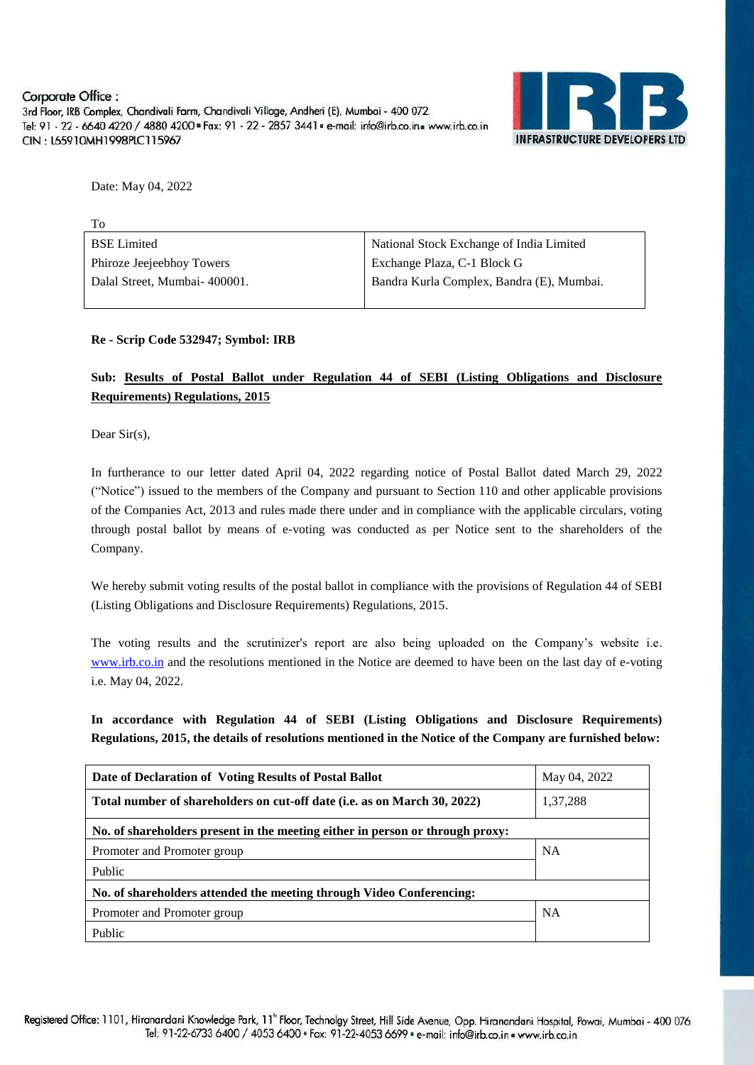Corporate Office :
3rd Floor, IRB Complex, Chandivali Farm, Chandivali Village, Andheri (E), Mumbai - 400 072.
Tel: 91 - 22 - 6640 4220 / 4880 4200 ▪ Fax: 91 - 22 - 2857 3441 ▪ e-mail: info@irb.co.in ▪ www.irb.co.in
CIN : L65910MH1998PLC115967

IRB INFRASTRUCTURE DEVELOPERS LTD

Date: May 04, 2022

To

| BSE Limited | National Stock Exchange of India Limited |
|---|---|
| Phiroze Jeejeebhoy Towers | Exchange Plaza, C-1 Block G |
| Dalal Street, Mumbai- 400001. | Bandra Kurla Complex, Bandra (E), Mumbai. |

**Re - Scrip Code 532947; Symbol: IRB**

**Sub: Results of Postal Ballot under Regulation 44 of SEBI (Listing Obligations and Disclosure Requirements) Regulations, 2015**

Dear Sir(s),

In furtherance to our letter dated April 04, 2022 regarding notice of Postal Ballot dated March 29, 2022 ("Notice") issued to the members of the Company and pursuant to Section 110 and other applicable provisions of the Companies Act, 2013 and rules made there under and in compliance with the applicable circulars, voting through postal ballot by means of e-voting was conducted as per Notice sent to the shareholders of the Company.

We hereby submit voting results of the postal ballot in compliance with the provisions of Regulation 44 of SEBI (Listing Obligations and Disclosure Requirements) Regulations, 2015.

The voting results and the scrutinizer's report are also being uploaded on the Company's website i.e. www.irb.co.in and the resolutions mentioned in the Notice are deemed to have been on the last day of e-voting i.e. May 04, 2022.

**In accordance with Regulation 44 of SEBI (Listing Obligations and Disclosure Requirements) Regulations, 2015, the details of resolutions mentioned in the Notice of the Company are furnished below:**

| **Date of Declaration of Voting Results of Postal Ballot** | May 04, 2022 |
|---|---|
| **Total number of shareholders on cut-off date (i.e. as on March 30, 2022)** | 1,37,288 |
| **No. of shareholders present in the meeting either in person or through proxy:** | |
| Promoter and Promoter group | NA |
| Public | |
| **No. of shareholders attended the meeting through Video Conferencing:** | |
| Promoter and Promoter group | NA |
| Public | |

Registered Office: 1101, Hiranandani Knowledge Park, 11th Floor, Technolgy Street, Hill Side Avenue, Opp. Hiranandani Hospital, Powai, Mumbai - 400 076
Tel: 91-22-6733 6400 / 4053 6400 ▪ Fax: 91-22-4053 6699 ▪ e-mail: info@irb.co.in ▪ www.irb.co.in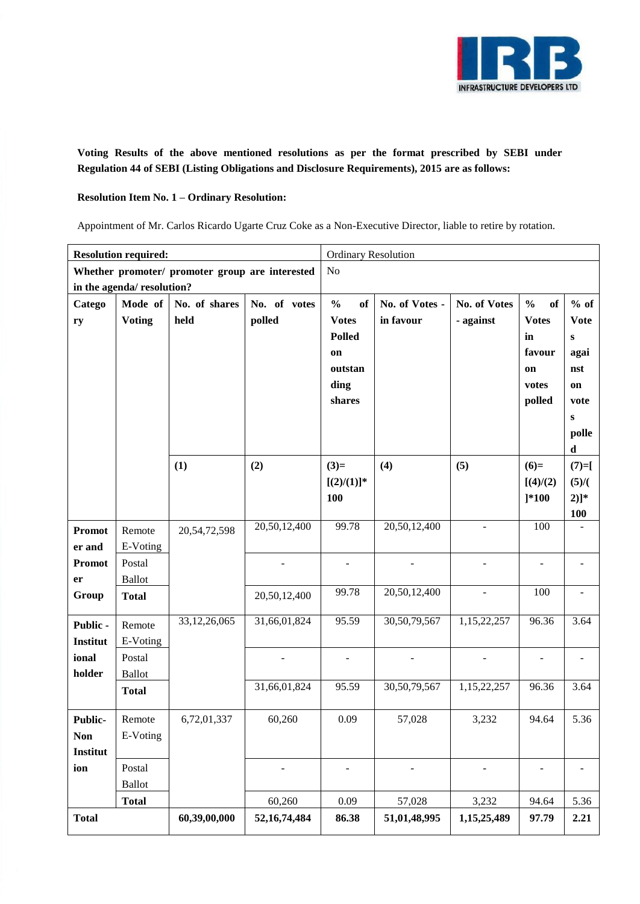**Voting Results of the above mentioned resolutions as per the format prescribed by SEBI under Regulation 44 of SEBI (Listing Obligations and Disclosure Requirements), 2015 are as follows:**

**Resolution Item No. 1 – Ordinary Resolution:**

Appointment of Mr. Carlos Ricardo Ugarte Cruz Coke as a Non-Executive Director, liable to retire by rotation.

| **Resolution required:** | | | | Ordinary Resolution | | | | |
|---|---|---|---|---|---|---|---|---|
| **Whether promoter/ promoter group are interested in the agenda/ resolution?** | | | | No | | | | |
| **Category** | **Mode of Voting** | **No. of shares held** | **No. of votes polled** | **% of Votes Polled on outstanding shares** | **No. of Votes - in favour** | **No. of Votes - against** | **% of Votes in favour on votes polled** | **% of Votes against on votes polled** |
| | | **(1)** | **(2)** | **(3)=[(2)/(1)]*100** | **(4)** | **(5)** | **(6)=[(4)/(2)]*100** | **(7)=[(5)/(2)]*100** |
| **Promoter and Promoter Group** | Remote E-Voting | 20,54,72,598 | 20,50,12,400 | 99.78 | 20,50,12,400 | - | 100 | - |
| | Postal Ballot | | - | - | - | - | - | - |
| | **Total** | | 20,50,12,400 | 99.78 | 20,50,12,400 | - | 100 | - |
| **Public - Institutional holder** | Remote E-Voting | 33,12,26,065 | 31,66,01,824 | 95.59 | 30,50,79,567 | 1,15,22,257 | 96.36 | 3.64 |
| | Postal Ballot | | - | - | - | - | - | - |
| | **Total** | | 31,66,01,824 | 95.59 | 30,50,79,567 | 1,15,22,257 | 96.36 | 3.64 |
| **Public-Non Institution** | Remote E-Voting | 6,72,01,337 | 60,260 | 0.09 | 57,028 | 3,232 | 94.64 | 5.36 |
| | Postal Ballot | | - | - | - | - | - | - |
| | **Total** | | 60,260 | 0.09 | 57,028 | 3,232 | 94.64 | 5.36 |
| **Total** | | **60,39,00,000** | **52,16,74,484** | **86.38** | **51,01,48,995** | **1,15,25,489** | **97.79** | **2.21** |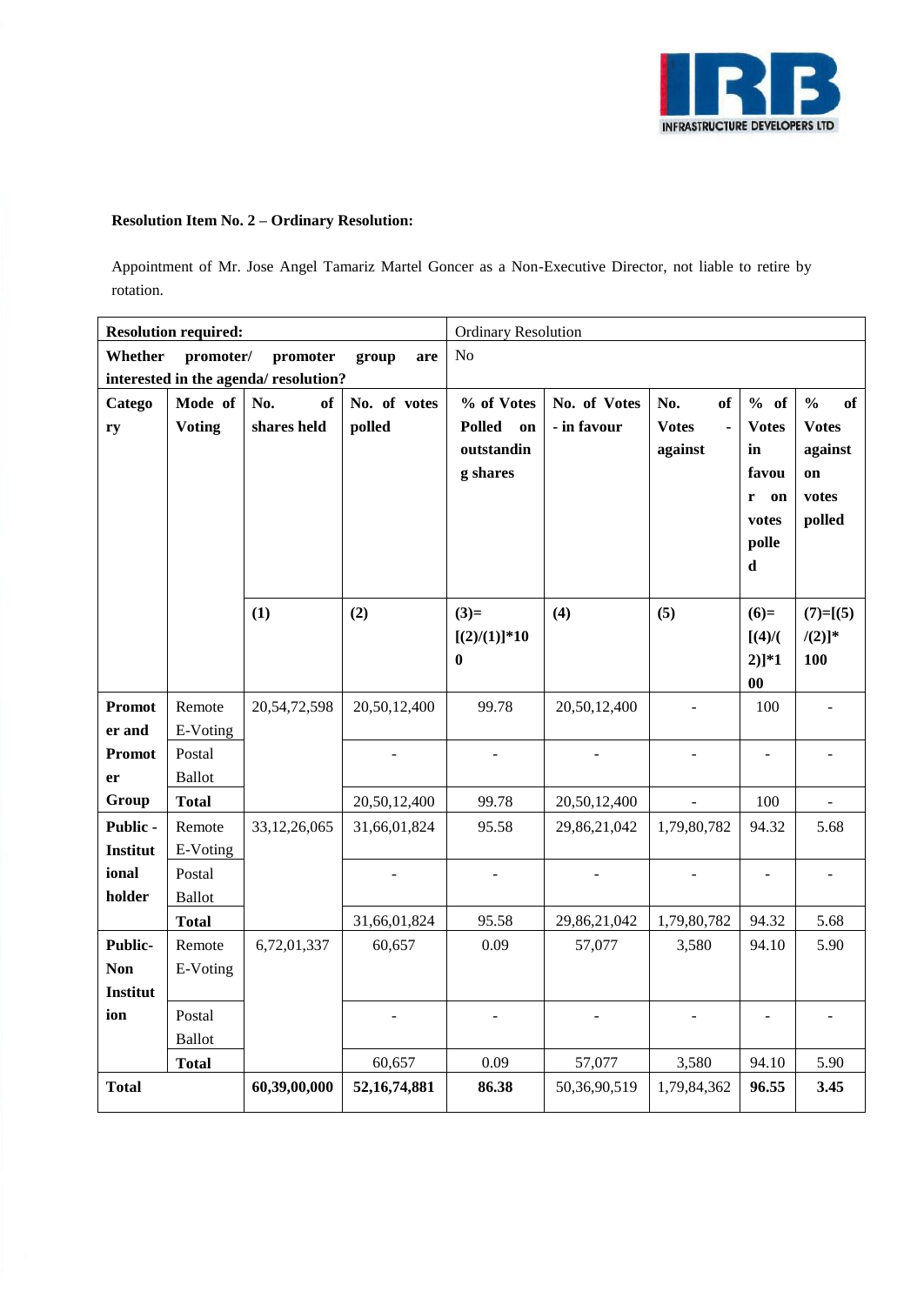**Resolution Item No. 2 – Ordinary Resolution:**

Appointment of Mr. Jose Angel Tamariz Martel Goncer as a Non-Executive Director, not liable to retire by rotation.

| **Resolution required:** | | | | Ordinary Resolution | | | | |
|---|---|---|---|---|---|---|---|---|
| **Whether promoter/ promoter group are interested in the agenda/ resolution?** | | | | No | | | | |
| **Category** | **Mode of Voting** | **No. of shares held** | **No. of votes polled** | **% of Votes Polled on outstanding shares** | **No. of Votes - in favour** | **No. of Votes - against** | **% of Votes in favour on votes polled** | **% of Votes against on votes polled** |
| | | **(1)** | **(2)** | **(3)= [(2)/(1)]*100** | **(4)** | **(5)** | **(6)= [(4)/(2)]*100** | **(7)=[(5)/(2)]* 100** |
| **Promoter and Promoter Group** | Remote E-Voting | 20,54,72,598 | 20,50,12,400 | 99.78 | 20,50,12,400 | - | 100 | - |
| | Postal Ballot | | - | - | - | - | - | - |
| | **Total** | | 20,50,12,400 | 99.78 | 20,50,12,400 | - | 100 | - |
| **Public - Institutional holder** | Remote E-Voting | 33,12,26,065 | 31,66,01,824 | 95.58 | 29,86,21,042 | 1,79,80,782 | 94.32 | 5.68 |
| | Postal Ballot | | - | - | - | - | - | - |
| | **Total** | | 31,66,01,824 | 95.58 | 29,86,21,042 | 1,79,80,782 | 94.32 | 5.68 |
| **Public- Non Institution** | Remote E-Voting | 6,72,01,337 | 60,657 | 0.09 | 57,077 | 3,580 | 94.10 | 5.90 |
| | Postal Ballot | | - | - | - | - | - | - |
| | **Total** | | 60,657 | 0.09 | 57,077 | 3,580 | 94.10 | 5.90 |
| **Total** | | **60,39,00,000** | **52,16,74,881** | **86.38** | 50,36,90,519 | 1,79,84,362 | **96.55** | **3.45** |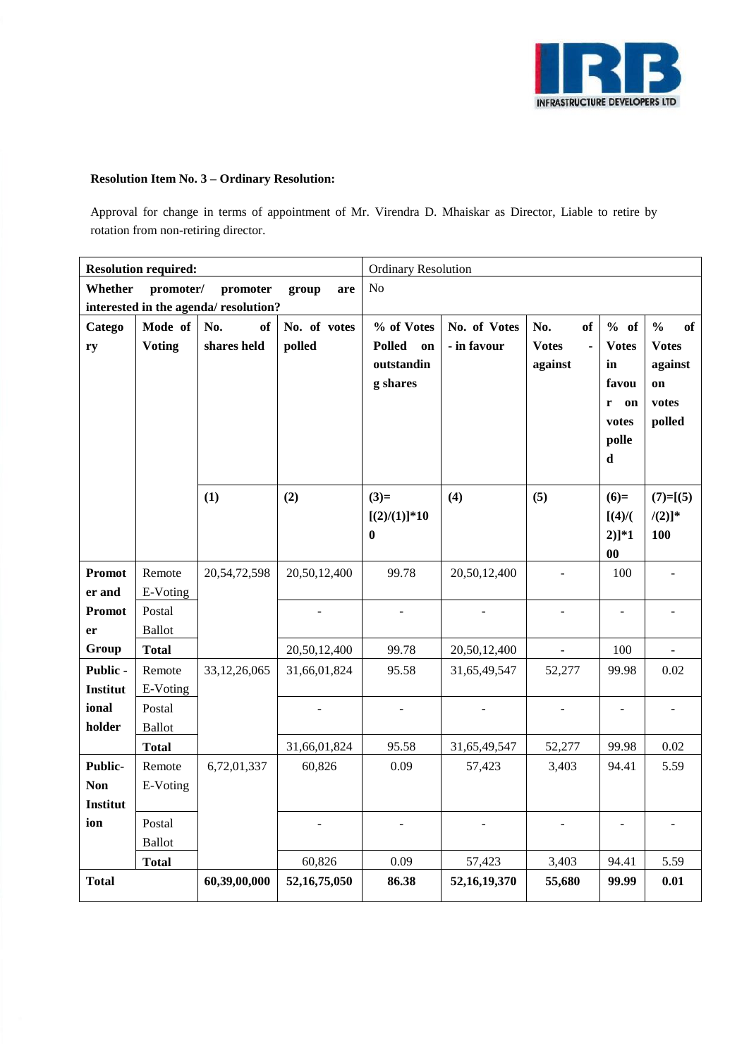**Resolution Item No. 3 – Ordinary Resolution:**

Approval for change in terms of appointment of Mr. Virendra D. Mhaiskar as Director, Liable to retire by rotation from non-retiring director.

| **Resolution required:** | | | | Ordinary Resolution | | | | |
|---|---|---|---|---|---|---|---|---|
| **Whether promoter/ promoter group are interested in the agenda/ resolution?** | | | | No | | | | |
| **Category** | **Mode of Voting** | **No. of shares held** | **No. of votes polled** | **% of Votes Polled on outstanding shares** | **No. of Votes - in favour** | **No. of Votes - against** | **% of Votes in favour on votes polled** | **% of Votes against on votes polled** |
| | | **(1)** | **(2)** | **(3)=[(2)/(1)]*100** | **(4)** | **(5)** | **(6)=[(4)/(2)]*100** | **(7)=[(5)/(2)]*100** |
| **Promoter and Promoter Group** | Remote E-Voting | 20,54,72,598 | 20,50,12,400 | 99.78 | 20,50,12,400 | - | 100 | - |
| | Postal Ballot | | - | - | - | - | - | - |
| | **Total** | | 20,50,12,400 | 99.78 | 20,50,12,400 | - | 100 | - |
| **Public - Institutional holder** | Remote E-Voting | 33,12,26,065 | 31,66,01,824 | 95.58 | 31,65,49,547 | 52,277 | 99.98 | 0.02 |
| | Postal Ballot | | - | - | - | - | - | - |
| | **Total** | | 31,66,01,824 | 95.58 | 31,65,49,547 | 52,277 | 99.98 | 0.02 |
| **Public- Non Institution** | Remote E-Voting | 6,72,01,337 | 60,826 | 0.09 | 57,423 | 3,403 | 94.41 | 5.59 |
| | Postal Ballot | | - | - | - | - | - | - |
| | **Total** | | 60,826 | 0.09 | 57,423 | 3,403 | 94.41 | 5.59 |
| **Total** | | **60,39,00,000** | **52,16,75,050** | **86.38** | **52,16,19,370** | **55,680** | **99.99** | **0.01** |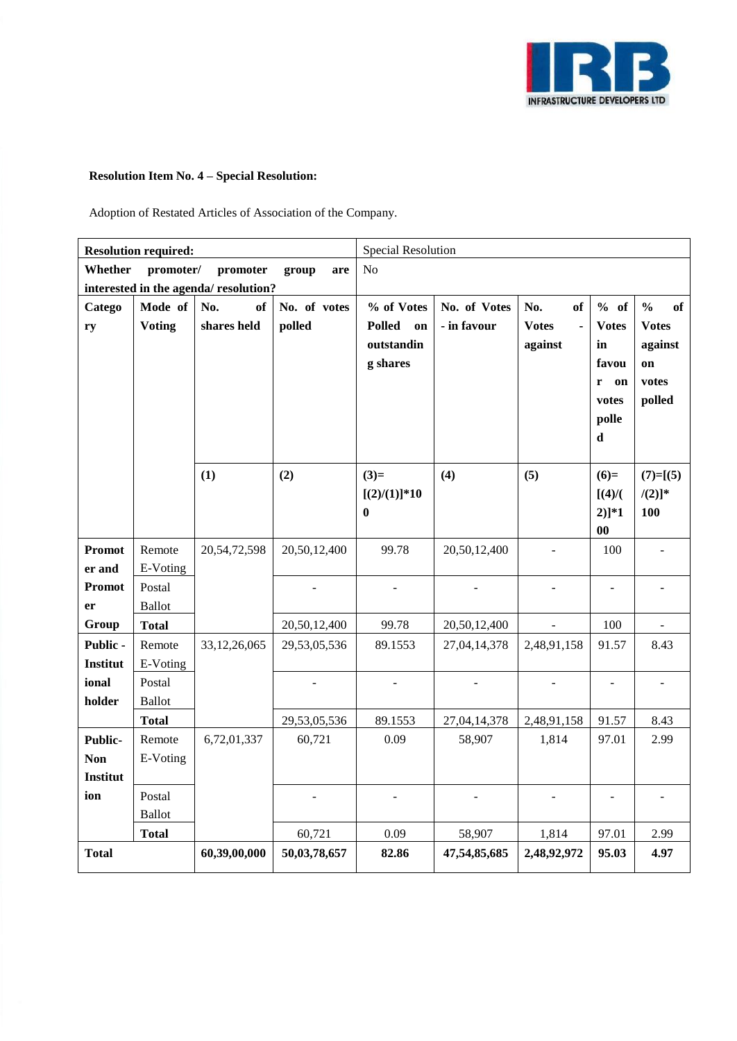**Resolution Item No. 4 – Special Resolution:**

Adoption of Restated Articles of Association of the Company.

| **Resolution required:** | | | | Special Resolution | | | | | |
|---|---|---|---|---|---|---|---|---|---|
| **Whether promoter/ promoter group are interested in the agenda/ resolution?** | | | | No | | | | | |
| **Category** | **Mode of Voting** | **No. of shares held** | **No. of votes polled** | **% of Votes Polled on outstanding shares** | **No. of Votes - in favour** | **No. of Votes - against** | **% of Votes in favour on votes polled** | **% of Votes against on votes polled** |
| | | **(1)** | **(2)** | **(3)=[(2)/(1)]*100** | **(4)** | **(5)** | **(6)=[(4)/(2)]*100** | **(7)=[(5)/(2)]*100** |
| **Promoter and Promoter Group** | Remote E-Voting | 20,54,72,598 | 20,50,12,400 | 99.78 | 20,50,12,400 | - | 100 | - |
| | Postal Ballot | | - | - | - | - | - | - |
| | **Total** | | 20,50,12,400 | 99.78 | 20,50,12,400 | - | 100 | - |
| **Public - Institutional holder** | Remote E-Voting | 33,12,26,065 | 29,53,05,536 | 89.1553 | 27,04,14,378 | 2,48,91,158 | 91.57 | 8.43 |
| | Postal Ballot | | - | - | - | - | - | - |
| | **Total** | | 29,53,05,536 | 89.1553 | 27,04,14,378 | 2,48,91,158 | 91.57 | 8.43 |
| **Public- Non Institution** | Remote E-Voting | 6,72,01,337 | 60,721 | 0.09 | 58,907 | 1,814 | 97.01 | 2.99 |
| | Postal Ballot | | - | - | - | - | - | - |
| | **Total** | | 60,721 | 0.09 | 58,907 | 1,814 | 97.01 | 2.99 |
| **Total** | | **60,39,00,000** | **50,03,78,657** | **82.86** | **47,54,85,685** | **2,48,92,972** | **95.03** | **4.97** |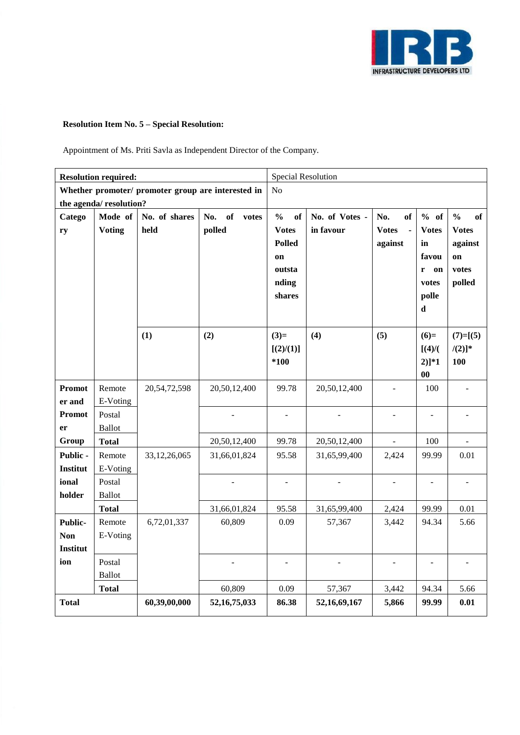**Resolution Item No. 5 – Special Resolution:**

Appointment of Ms. Priti Savla as Independent Director of the Company.

| **Resolution required:** | | Special Resolution | | | | | | |
|---|---|---|---|---|---|---|---|---|
| **Whether promoter/ promoter group are interested in the agenda/ resolution?** | | No | | | | | | |
| **Category** | **Mode of Voting** | **No. of shares held** | **No. of votes polled** | **% of Votes Polled on outstanding shares** | **No. of Votes - in favour** | **No. of Votes - against** | **% of Votes in favour on votes polled** | **% of Votes against on votes polled** |
| | | **(1)** | **(2)** | **(3)=[(2)/(1)]*100** | **(4)** | **(5)** | **(6)=[(4)/(2)]*100** | **(7)=[(5)/(2)]*100** |
| **Promoter and Promoter Group** | Remote E-Voting | 20,54,72,598 | 20,50,12,400 | 99.78 | 20,50,12,400 | - | 100 | - |
| | Postal Ballot | | - | - | - | - | - | - |
| | **Total** | | 20,50,12,400 | 99.78 | 20,50,12,400 | - | 100 | - |
| **Public - Institutional holder** | Remote E-Voting | 33,12,26,065 | 31,66,01,824 | 95.58 | 31,65,99,400 | 2,424 | 99.99 | 0.01 |
| | Postal Ballot | | - | - | - | - | - | - |
| | **Total** | | 31,66,01,824 | 95.58 | 31,65,99,400 | 2,424 | 99.99 | 0.01 |
| **Public- Non Institution** | Remote E-Voting | 6,72,01,337 | 60,809 | 0.09 | 57,367 | 3,442 | 94.34 | 5.66 |
| | Postal Ballot | | - | - | - | - | - | - |
| | **Total** | | 60,809 | 0.09 | 57,367 | 3,442 | 94.34 | 5.66 |
| **Total** | | **60,39,00,000** | **52,16,75,033** | **86.38** | **52,16,69,167** | **5,866** | **99.99** | **0.01** |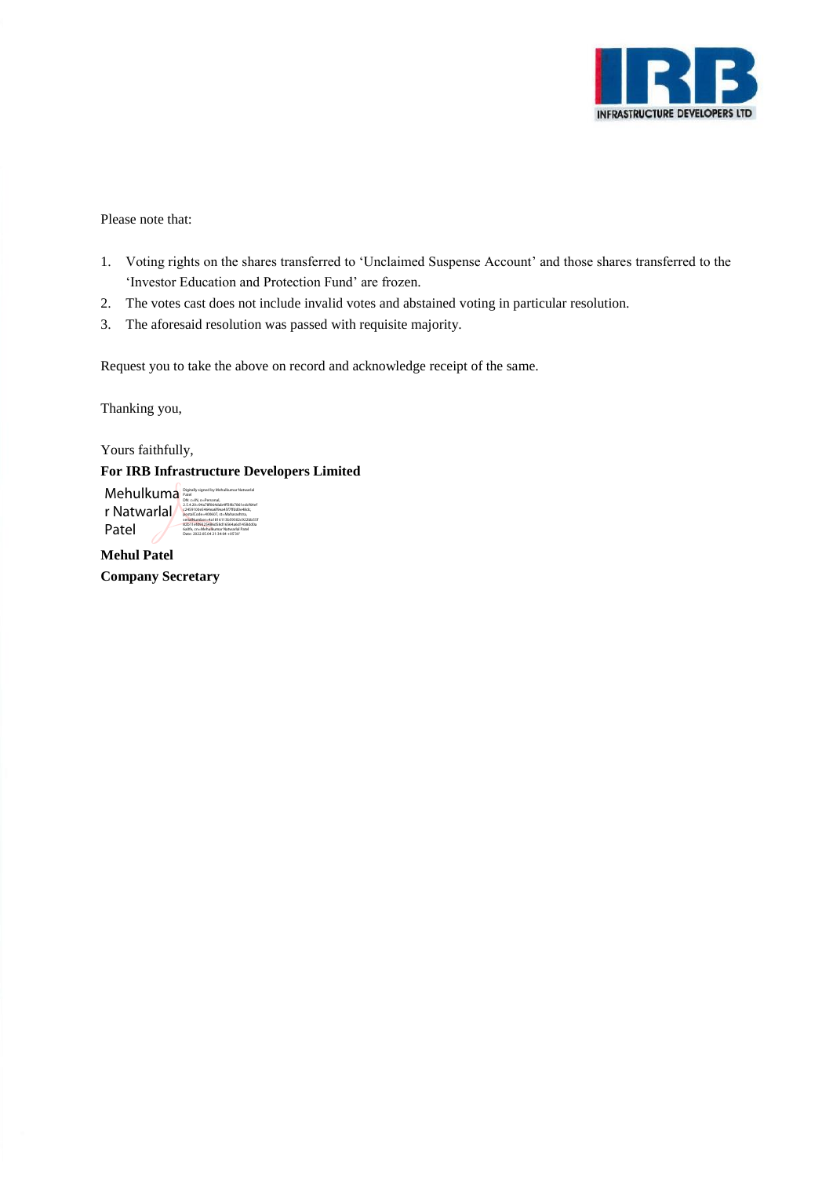Please note that:

1. Voting rights on the shares transferred to 'Unclaimed Suspense Account' and those shares transferred to the 'Investor Education and Protection Fund' are frozen.
2. The votes cast does not include invalid votes and abstained voting in particular resolution.
3. The aforesaid resolution was passed with requisite majority.

Request you to take the above on record and acknowledge receipt of the same.

Thanking you,

Yours faithfully,

**For IRB Infrastructure Developers Limited**

Mehulkumar Natwarlal Patel

**Mehul Patel**

**Company Secretary**